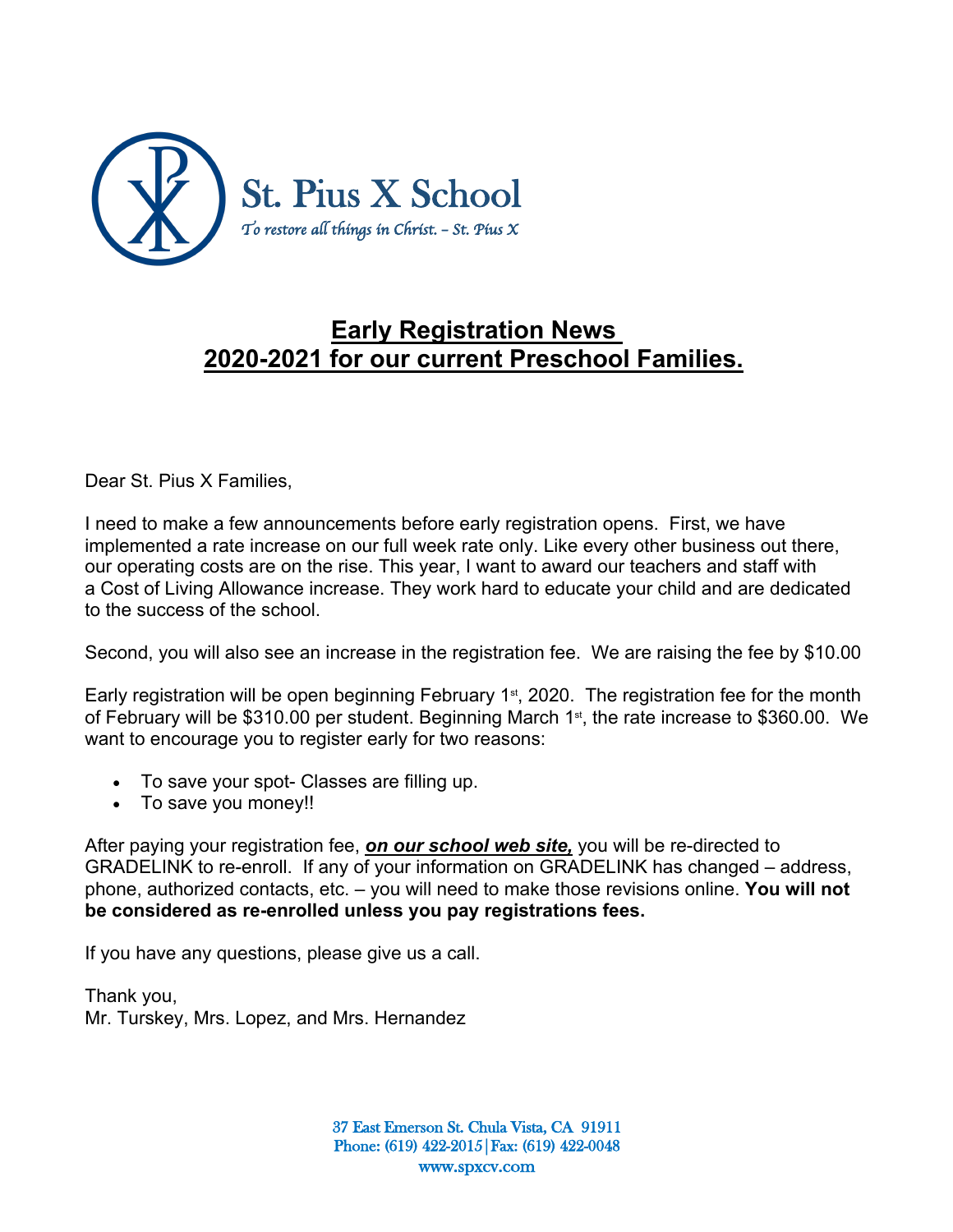St. Pius X School

*To restore all things in Christ. – St. Pius X*

# Early Registration News 2020-2021 for our current Preschool Families.

Dear St. Pius X Families,

I need to make a few announcements before early registration opens. First, we have implemented a rate increase on our full week rate only. Like every other business out there, our operating costs are on the rise. This year, I want to award our teachers and staff with a Cost of Living Allowance increase. They work hard to educate your child and are dedicated to the success of the school.

Second, you will also see an increase in the registration fee. We are raising the fee by $10.00

Early registration will be open beginning February 1st, 2020. The registration fee for the month of February will be $310.00 per student. Beginning March 1st, the rate increase to $360.00. We want to encourage you to register early for two reasons:

- To save your spot- Classes are filling up.
- To save you money!!

After paying your registration fee, ***on our school web site,*** you will be re-directed to GRADELINK to re-enroll. If any of your information on GRADELINK has changed – address, phone, authorized contacts, etc. – you will need to make those revisions online. **You will not be considered as re-enrolled unless you pay registrations fees.**

If you have any questions, please give us a call.

Thank you,
Mr. Turskey, Mrs. Lopez, and Mrs. Hernandez

37 East Emerson St. Chula Vista, CA 91911
Phone: (619) 422-2015|Fax: (619) 422-0048
www.spxcv.com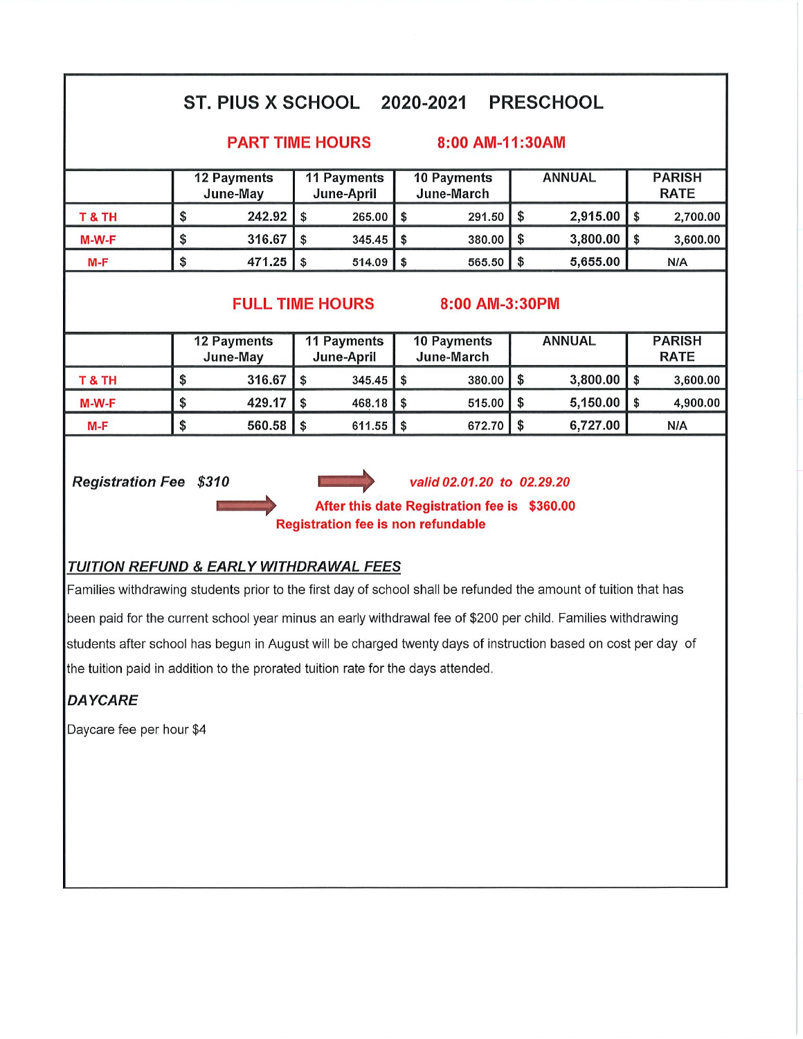# ST. PIUS X SCHOOL 2020-2021 PRESCHOOL

## PART TIME HOURS 8:00 AM-11:30AM

| | 12 Payments June-May | 11 Payments June-April | 10 Payments June-March | ANNUAL | PARISH RATE |
|---|---|---|---|---|---|
| T & TH | $ 242.92 | $ 265.00 | $ 291.50 | $ 2,915.00 | $ 2,700.00 |
| M-W-F | $ 316.67 | $ 345.45 | $ 380.00 | $ 3,800.00 | $ 3,600.00 |
| M-F | $ 471.25 | $ 514.09 | $ 565.50 | $ 5,655.00 | N/A |

## FULL TIME HOURS 8:00 AM-3:30PM

| | 12 Payments June-May | 11 Payments June-April | 10 Payments June-March | ANNUAL | PARISH RATE |
|---|---|---|---|---|---|
| T & TH | $ 316.67 | $ 345.45 | $ 380.00 | $ 3,800.00 | $ 3,600.00 |
| M-W-F | $ 429.17 | $ 468.18 | $ 515.00 | $ 5,150.00 | $ 4,900.00 |
| M-F | $ 560.58 | $ 611.55 | $ 672.70 | $ 6,727.00 | N/A |

***Registration Fee $310*** → *valid 02.01.20 to 02.29.20*

→ **After this date Registration fee is $360.00**

**Registration fee is non refundable**

### *TUITION REFUND & EARLY WITHDRAWAL FEES*

Families withdrawing students prior to the first day of school shall be refunded the amount of tuition that has been paid for the current school year minus an early withdrawal fee of $200 per child. Families withdrawing students after school has begun in August will be charged twenty days of instruction based on cost per day of the tuition paid in addition to the prorated tuition rate for the days attended.

### *DAYCARE*

Daycare fee per hour $4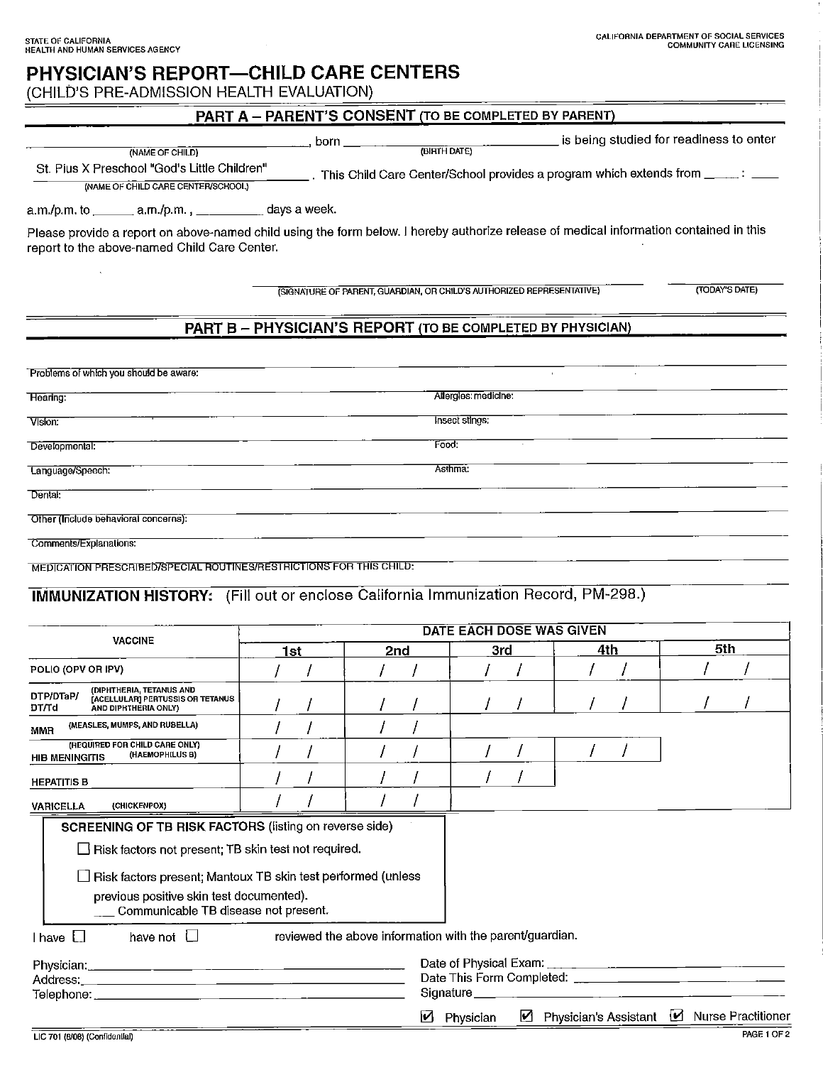STATE OF CALIFORNIA
HEALTH AND HUMAN SERVICES AGENCY

CALIFORNIA DEPARTMENT OF SOCIAL SERVICES
COMMUNITY CARE LICENSING

# PHYSICIAN'S REPORT—CHILD CARE CENTERS

(CHILD'S PRE-ADMISSION HEALTH EVALUATION)

## PART A – PARENT'S CONSENT (TO BE COMPLETED BY PARENT)

______________________ (NAME OF CHILD), born ______________ (BIRTH DATE) is being studied for readiness to enter

St. Pius X Preschool "God's Little Children" (NAME OF CHILD CARE CENTER/SCHOOL). This Child Care Center/School provides a program which extends from _____ : _____ a.m./p.m. to _____ a.m./p.m., _________ days a week.

Please provide a report on above-named child using the form below. I hereby authorize release of medical information contained in this report to the above-named Child Care Center.

______________________________ (SIGNATURE OF PARENT, GUARDIAN, OR CHILD'S AUTHORIZED REPRESENTATIVE) ______________ (TODAY'S DATE)

## PART B – PHYSICIAN'S REPORT (TO BE COMPLETED BY PHYSICIAN)

Problems of which you should be aware:

Hearing: | Allergies: medicine:

Vision: | Insect stings:

Developmental: | Food:

Language/Speech: | Asthma:

Dental:

Other (Include behavioral concerns):

Comments/Explanations:

MEDICATION PRESCRIBED/SPECIAL ROUTINES/RESTRICTIONS FOR THIS CHILD:

**IMMUNIZATION HISTORY:** (Fill out or enclose California Immunization Record, PM-298.)

| VACCINE | DATE EACH DOSE WAS GIVEN | | | | |
|---|---|---|---|---|---|
| | 1st | 2nd | 3rd | 4th | 5th |
| POLIO (OPV OR IPV) | / / | / / | / / | / / | / / |
| DTP/DTaP/DT/Td (DIPHTHERIA, TETANUS AND [ACELLULAR] PERTUSSIS OR TETANUS AND DIPHTHERIA ONLY) | / / | / / | / / | / / | / / |
| MMR (MEASLES, MUMPS, AND RUBELLA) | / / | / / | | | |
| HIB MENINGITIS (HAEMOPHILUS B) (REQUIRED FOR CHILD CARE ONLY) | / / | / / | / / | / / | |
| HEPATITIS B | / / | / / | / / | | |
| VARICELLA (CHICKENPOX) | / / | / / | | | |

**SCREENING OF TB RISK FACTORS** (listing on reverse side)

☐ Risk factors not present; TB skin test not required.

☐ Risk factors present; Mantoux TB skin test performed (unless previous positive skin test documented).
___ Communicable TB disease not present.

I have ☐ have not ☐ reviewed the above information with the parent/guardian.

Physician: ______________________

Address: ______________________

Telephone: ______________________

Date of Physical Exam: ______________________

Date This Form Completed: ______________________

Signature ______________________

☑ Physician ☑ Physician's Assistant ☑ Nurse Practitioner

LIC 701 (8/08) (Confidential)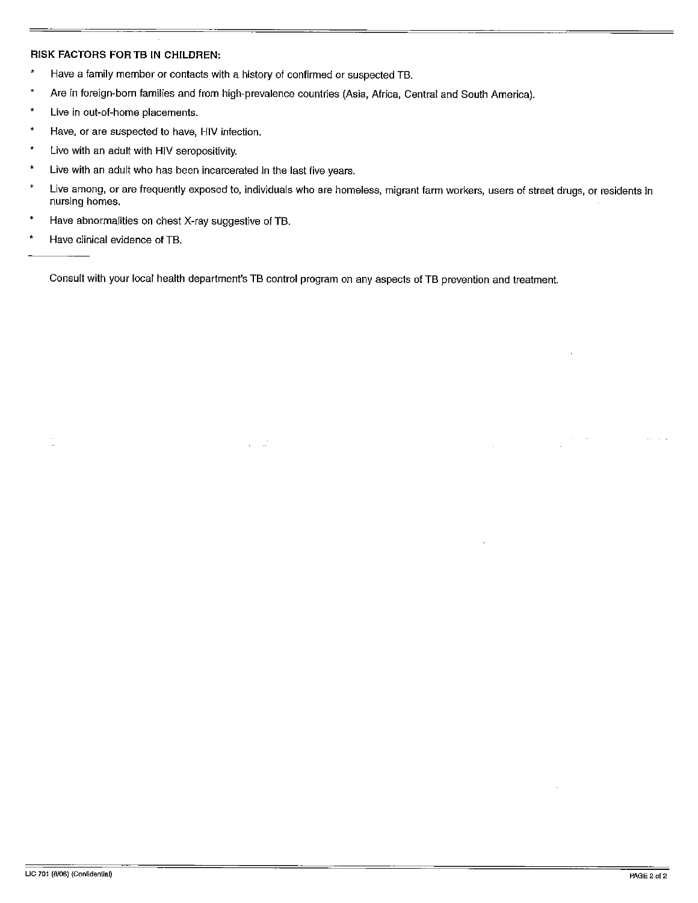**RISK FACTORS FOR TB IN CHILDREN:**

- Have a family member or contacts with a history of confirmed or suspected TB.
- Are in foreign-born families and from high-prevalence countries (Asia, Africa, Central and South America).
- Live in out-of-home placements.
- Have, or are suspected to have, HIV infection.
- Live with an adult with HIV seropositivity.
- Live with an adult who has been incarcerated in the last five years.
- Live among, or are frequently exposed to, individuals who are homeless, migrant farm workers, users of street drugs, or residents in nursing homes.
- Have abnormalities on chest X-ray suggestive of TB.
- Have clinical evidence of TB.

---

Consult with your local health department's TB control program on any aspects of TB prevention and treatment.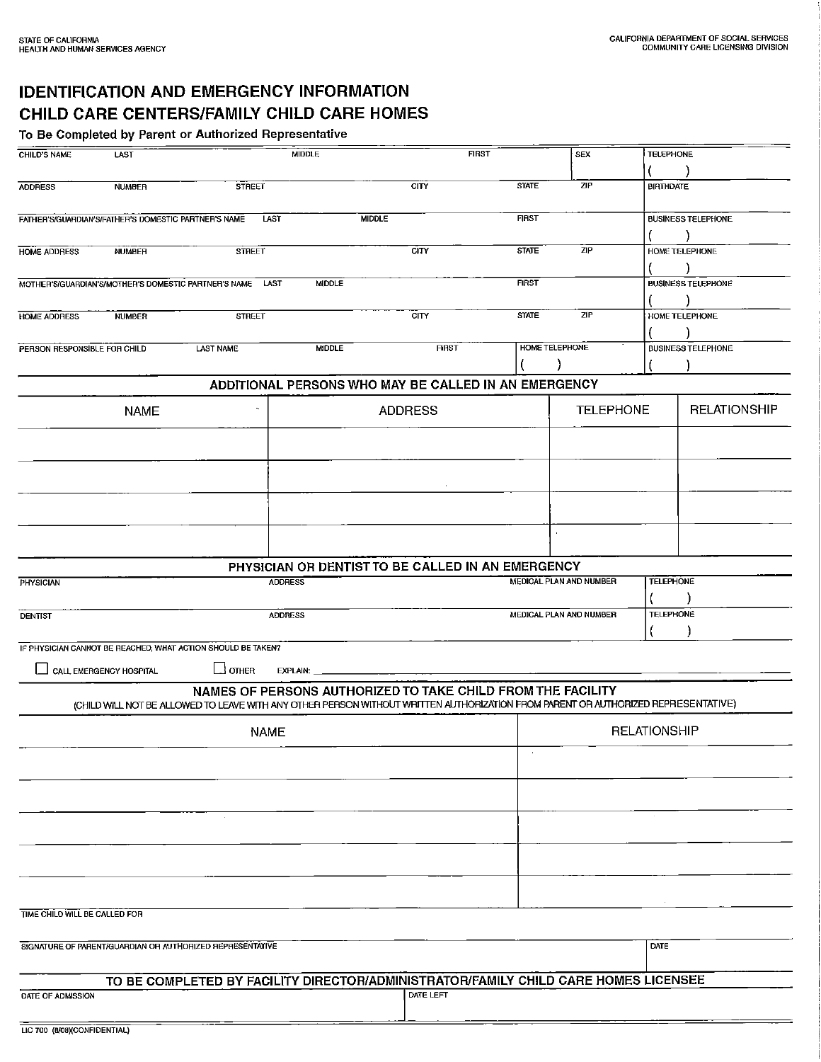STATE OF CALIFORNIA
HEALTH AND HUMAN SERVICES AGENCY

CALIFORNIA DEPARTMENT OF SOCIAL SERVICES
COMMUNITY CARE LICENSING DIVISION

# IDENTIFICATION AND EMERGENCY INFORMATION
# CHILD CARE CENTERS/FAMILY CHILD CARE HOMES

**To Be Completed by Parent or Authorized Representative**

| CHILD'S NAME | LAST | MIDDLE | FIRST | SEX | TELEPHONE ( ) |
|---|---|---|---|---|---|
| ADDRESS | NUMBER | STREET | CITY | STATE / ZIP | BIRTHDATE |
| FATHER'S/GUARDIAN'S/FATHER'S DOMESTIC PARTNER'S NAME | LAST | MIDDLE | FIRST | | BUSINESS TELEPHONE ( ) |
| HOME ADDRESS | NUMBER | STREET | CITY | STATE / ZIP | HOME TELEPHONE ( ) |
| MOTHER'S/GUARDIAN'S/MOTHER'S DOMESTIC PARTNER'S NAME | LAST | MIDDLE | FIRST | | BUSINESS TELEPHONE ( ) |
| HOME ADDRESS | NUMBER | STREET | CITY | STATE / ZIP | HOME TELEPHONE ( ) |
| PERSON RESPONSIBLE FOR CHILD | LAST NAME | MIDDLE | FIRST | HOME TELEPHONE ( ) | BUSINESS TELEPHONE ( ) |

## ADDITIONAL PERSONS WHO MAY BE CALLED IN AN EMERGENCY

| NAME | ADDRESS | TELEPHONE | RELATIONSHIP |
|---|---|---|---|
| | | | |
| | | | |
| | | | |
| | | | |

## PHYSICIAN OR DENTIST TO BE CALLED IN AN EMERGENCY

| PHYSICIAN | ADDRESS | MEDICAL PLAN AND NUMBER | TELEPHONE ( ) |
|---|---|---|---|
| DENTIST | ADDRESS | MEDICAL PLAN AND NUMBER | TELEPHONE ( ) |

IF PHYSICIAN CANNOT BE REACHED, WHAT ACTION SHOULD BE TAKEN?

☐ CALL EMERGENCY HOSPITAL ☐ OTHER EXPLAIN: ______________________

## NAMES OF PERSONS AUTHORIZED TO TAKE CHILD FROM THE FACILITY

(CHILD WILL NOT BE ALLOWED TO LEAVE WITH ANY OTHER PERSON WITHOUT WRITTEN AUTHORIZATION FROM PARENT OR AUTHORIZED REPRESENTATIVE)

| NAME | RELATIONSHIP |
|---|---|
| | |
| | |
| | |
| | |
| | |

TIME CHILD WILL BE CALLED FOR

SIGNATURE OF PARENT/GUARDIAN OR AUTHORIZED REPRESENTATIVE | DATE

## TO BE COMPLETED BY FACILITY DIRECTOR/ADMINISTRATOR/FAMILY CHILD CARE HOMES LICENSEE

| DATE OF ADMISSION | DATE LEFT |
|---|---|
| | |

LIC 700 (8/08)(CONFIDENTIAL)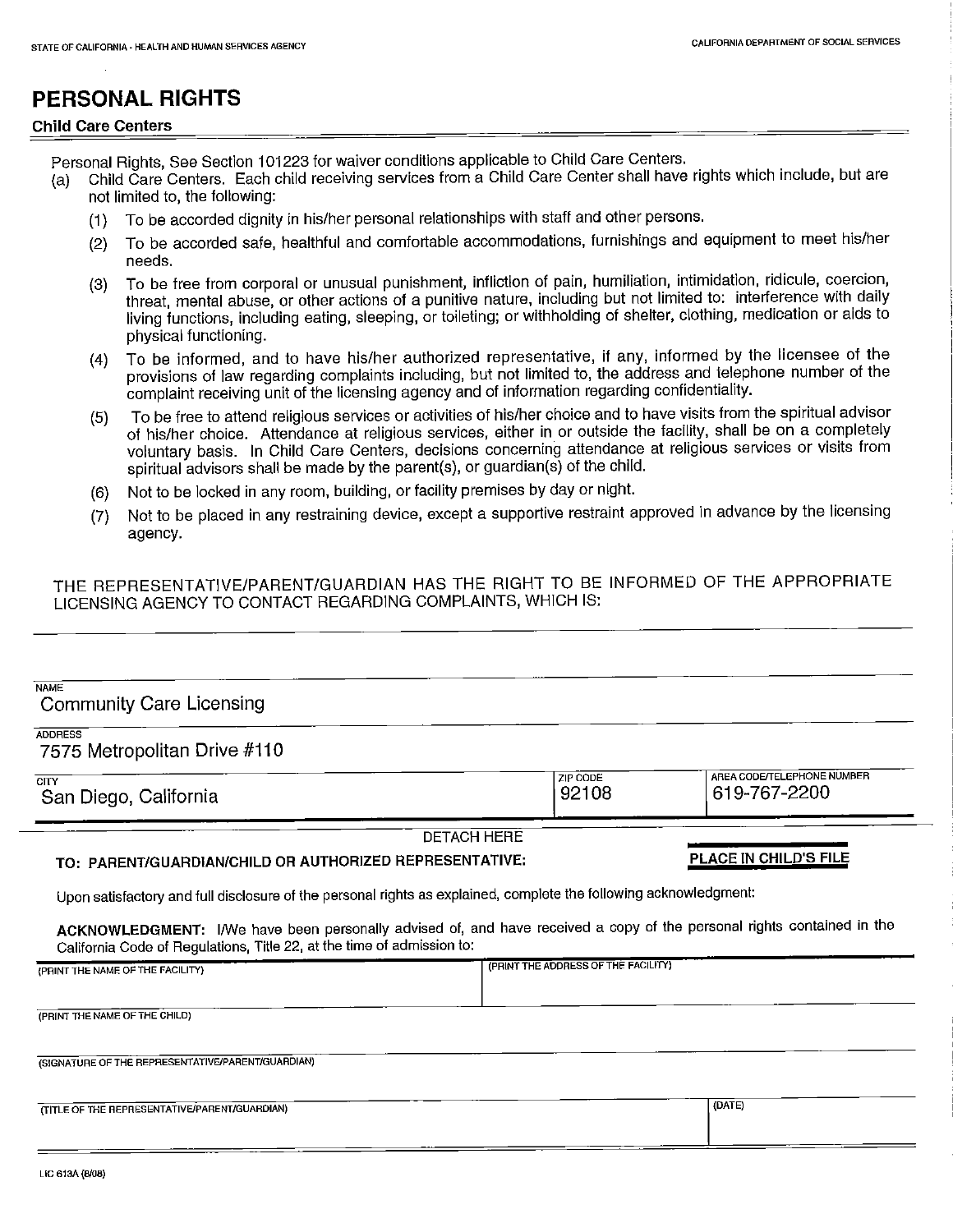STATE OF CALIFORNIA - HEALTH AND HUMAN SERVICES AGENCY

CALIFORNIA DEPARTMENT OF SOCIAL SERVICES

# PERSONAL RIGHTS

## Child Care Centers

Personal Rights, See Section 101223 for waiver conditions applicable to Child Care Centers.

(a) Child Care Centers. Each child receiving services from a Child Care Center shall have rights which include, but are not limited to, the following:

(1) To be accorded dignity in his/her personal relationships with staff and other persons.

(2) To be accorded safe, healthful and comfortable accommodations, furnishings and equipment to meet his/her needs.

(3) To be free from corporal or unusual punishment, infliction of pain, humiliation, intimidation, ridicule, coercion, threat, mental abuse, or other actions of a punitive nature, including but not limited to: interference with daily living functions, including eating, sleeping, or toileting; or withholding of shelter, clothing, medication or aids to physical functioning.

(4) To be informed, and to have his/her authorized representative, if any, informed by the licensee of the provisions of law regarding complaints including, but not limited to, the address and telephone number of the complaint receiving unit of the licensing agency and of information regarding confidentiality.

(5) To be free to attend religious services or activities of his/her choice and to have visits from the spiritual advisor of his/her choice. Attendance at religious services, either in or outside the facility, shall be on a completely voluntary basis. In Child Care Centers, decisions concerning attendance at religious services or visits from spiritual advisors shall be made by the parent(s), or guardian(s) of the child.

(6) Not to be locked in any room, building, or facility premises by day or night.

(7) Not to be placed in any restraining device, except a supportive restraint approved in advance by the licensing agency.

THE REPRESENTATIVE/PARENT/GUARDIAN HAS THE RIGHT TO BE INFORMED OF THE APPROPRIATE LICENSING AGENCY TO CONTACT REGARDING COMPLAINTS, WHICH IS:

| NAME | | |
|---|---|---|
| Community Care Licensing | | |
| **ADDRESS** | | |
| 7575 Metropolitan Drive #110 | | |
| **CITY** | **ZIP CODE** | **AREA CODE/TELEPHONE NUMBER** |
| San Diego, California | 92108 | 619-767-2200 |

DETACH HERE

**TO: PARENT/GUARDIAN/CHILD OR AUTHORIZED REPRESENTATIVE:**

**PLACE IN CHILD'S FILE**

Upon satisfactory and full disclosure of the personal rights as explained, complete the following acknowledgment:

**ACKNOWLEDGMENT:** I/We have been personally advised of, and have received a copy of the personal rights contained in the California Code of Regulations, Title 22, at the time of admission to:

| (PRINT THE NAME OF THE FACILITY) | (PRINT THE ADDRESS OF THE FACILITY) |
|---|---|
| | |
| (PRINT THE NAME OF THE CHILD) | |
| | |
| (SIGNATURE OF THE REPRESENTATIVE/PARENT/GUARDIAN) | |
| | |
| (TITLE OF THE REPRESENTATIVE/PARENT/GUARDIAN) | (DATE) |
| | |

LIC 613A (8/08)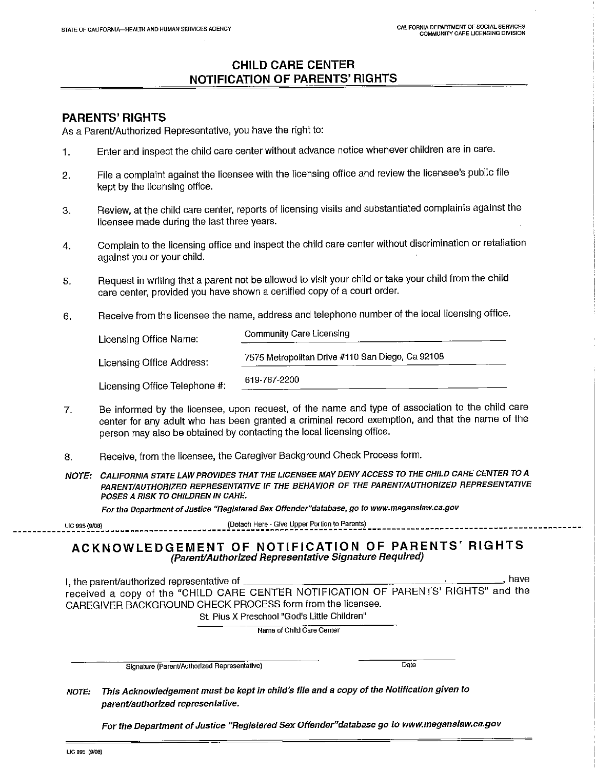STATE OF CALIFORNIA—HEALTH AND HUMAN SERVICES AGENCY

CALIFORNIA DEPARTMENT OF SOCIAL SERVICES
COMMUNITY CARE LICENSING DIVISION

# CHILD CARE CENTER NOTIFICATION OF PARENTS' RIGHTS

## PARENTS' RIGHTS

As a Parent/Authorized Representative, you have the right to:

1. Enter and inspect the child care center without advance notice whenever children are in care.
2. File a complaint against the licensee with the licensing office and review the licensee's public file kept by the licensing office.
3. Review, at the child care center, reports of licensing visits and substantiated complaints against the licensee made during the last three years.
4. Complain to the licensing office and inspect the child care center without discrimination or retaliation against you or your child.
5. Request in writing that a parent not be allowed to visit your child or take your child from the child care center, provided you have shown a certified copy of a court order.
6. Receive from the licensee the name, address and telephone number of the local licensing office.

   Licensing Office Name: Community Care Licensing

   Licensing Office Address: 7575 Metropolitan Drive #110 San Diego, Ca 92108

   Licensing Office Telephone #: 619-767-2200

7. Be informed by the licensee, upon request, of the name and type of association to the child care center for any adult who has been granted a criminal record exemption, and that the name of the person may also be obtained by contacting the local licensing office.
8. Receive, from the licensee, the Caregiver Background Check Process form.

***NOTE: CALIFORNIA STATE LAW PROVIDES THAT THE LICENSEE MAY DENY ACCESS TO THE CHILD CARE CENTER TO A PARENT/AUTHORIZED REPRESENTATIVE IF THE BEHAVIOR OF THE PARENT/AUTHORIZED REPRESENTATIVE POSES A RISK TO CHILDREN IN CARE.***

***For the Department of Justice "Registered Sex Offender" database, go to www.meganslaw.ca.gov***

LIC 995 (9/08) (Detach Here - Give Upper Portion to Parents)

---

## ACKNOWLEDGEMENT OF NOTIFICATION OF PARENTS' RIGHTS

***(Parent/Authorized Representative Signature Required)***

I, the parent/authorized representative of ______________________________, have received a copy of the "CHILD CARE CENTER NOTIFICATION OF PARENTS' RIGHTS" and the CAREGIVER BACKGROUND CHECK PROCESS form from the licensee.

St. Pius X Preschool "God's Little Children"
Name of Child Care Center

______________________________ Signature (Parent/Authorized Representative)

______________ Date

***NOTE: This Acknowledgement must be kept in child's file and a copy of the Notification given to parent/authorized representative.***

***For the Department of Justice "Registered Sex Offender" database go to www.meganslaw.ca.gov***

LIC 995 (9/08)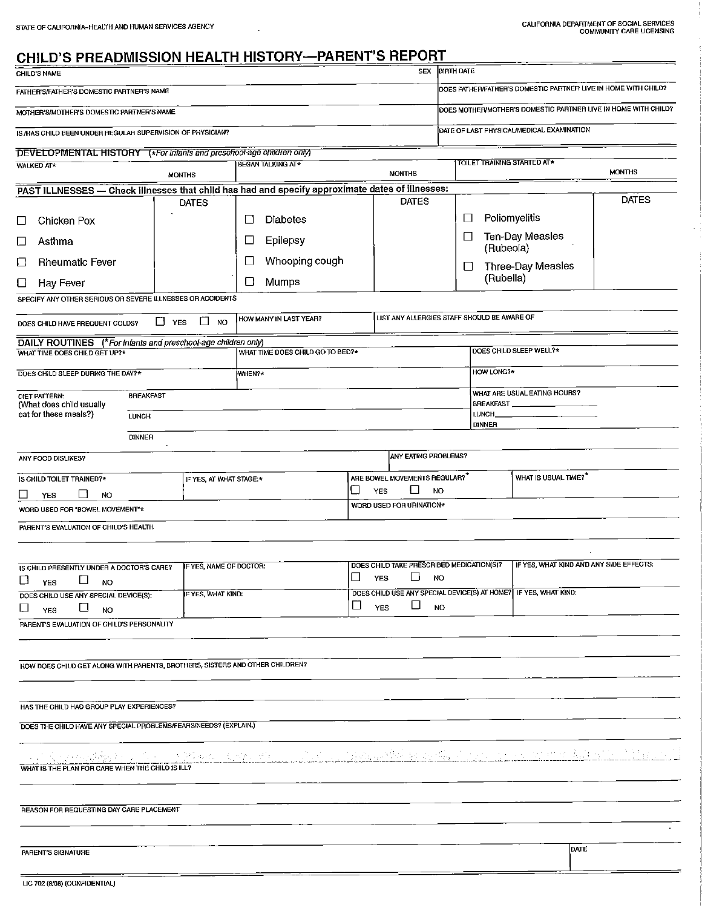STATE OF CALIFORNIA–HEALTH AND HUMAN SERVICES AGENCY

CALIFORNIA DEPARTMENT OF SOCIAL SERVICES
COMMUNITY CARE LICENSING

# CHILD'S PREADMISSION HEALTH HISTORY—PARENT'S REPORT

| CHILD'S NAME | SEX | BIRTH DATE |
|---|---|---|
| FATHER'S/FATHER'S DOMESTIC PARTNER'S NAME | | DOES FATHER/FATHER'S DOMESTIC PARTNER LIVE IN HOME WITH CHILD? |
| MOTHER'S/MOTHER'S DOMESTIC PARTNER'S NAME | | DOES MOTHER/MOTHER'S DOMESTIC PARTNER LIVE IN HOME WITH CHILD? |
| IS/HAS CHILD BEEN UNDER REGULAR SUPERVISION OF PHYSICIAN? | | DATE OF LAST PHYSICAL/MEDICAL EXAMINATION |

## DEVELOPMENTAL HISTORY (*For infants and preschool-age children only)

| WALKED AT* | BEGAN TALKING AT* | TOILET TRAINING STARTED AT* |
|---|---|---|
| MONTHS | MONTHS | MONTHS |

## PAST ILLNESSES — Check illnesses that child has had and specify approximate dates of illnesses:

| | DATES | | DATES | | DATES |
|---|---|---|---|---|---|
| ☐ Chicken Pox | | ☐ Diabetes | | ☐ Poliomyelitis | |
| ☐ Asthma | | ☐ Epilepsy | | ☐ Ten-Day Measles (Rubeola) | |
| ☐ Rheumatic Fever | | ☐ Whooping cough | | ☐ Three-Day Measles (Rubella) | |
| ☐ Hay Fever | | ☐ Mumps | | | |

SPECIFY ANY OTHER SERIOUS OR SEVERE ILLNESSES OR ACCIDENTS

| DOES CHILD HAVE FREQUENT COLDS? ☐ YES ☐ NO | HOW MANY IN LAST YEAR? | LIST ANY ALLERGIES STAFF SHOULD BE AWARE OF |
|---|---|---|

## DAILY ROUTINES (*For infants and preschool-age children only)

| WHAT TIME DOES CHILD GET UP?* | WHAT TIME DOES CHILD GO TO BED?* | DOES CHILD SLEEP WELL?* |
|---|---|---|
| DOES CHILD SLEEP DURING THE DAY?* | WHEN?* | HOW LONG?* |

| DIET PATTERN: (What does child usually eat for these meals?) | | WHAT ARE USUAL EATING HOURS? |
|---|---|---|
| BREAKFAST | | BREAKFAST ______ |
| LUNCH | | LUNCH ______ |
| DINNER | | DINNER |

| ANY FOOD DISLIKES? | ANY EATING PROBLEMS? |
|---|---|

| IS CHILD TOILET TRAINED?* ☐ YES ☐ NO | IF YES, AT WHAT STAGE:* | ARE BOWEL MOVEMENTS REGULAR?* ☐ YES ☐ NO | WHAT IS USUAL TIME?* |
|---|---|---|---|
| WORD USED FOR "BOWEL MOVEMENT"* | | WORD USED FOR URINATION* | |

PARENT'S EVALUATION OF CHILD'S HEALTH

| IS CHILD PRESENTLY UNDER A DOCTOR'S CARE? ☐ YES ☐ NO | IF YES, NAME OF DOCTOR: | DOES CHILD TAKE PRESCRIBED MEDICATION(S)? ☐ YES ☐ NO | IF YES, WHAT KIND AND ANY SIDE EFFECTS: |
|---|---|---|---|
| DOES CHILD USE ANY SPECIAL DEVICE(S): ☐ YES ☐ NO | IF YES, WHAT KIND: | DOES CHILD USE ANY SPECIAL DEVICE(S) AT HOME? ☐ YES ☐ NO | IF YES, WHAT KIND: |

PARENT'S EVALUATION OF CHILD'S PERSONALITY

HOW DOES CHILD GET ALONG WITH PARENTS, BROTHERS, SISTERS AND OTHER CHILDREN?

HAS THE CHILD HAD GROUP PLAY EXPERIENCES?

DOES THE CHILD HAVE ANY SPECIAL PROBLEMS/FEARS/NEEDS? (EXPLAIN.)

WHAT IS THE PLAN FOR CARE WHEN THE CHILD IS ILL?

REASON FOR REQUESTING DAY CARE PLACEMENT

| PARENT'S SIGNATURE | DATE |
|---|---|

LIC 702 (8/08) (CONFIDENTIAL)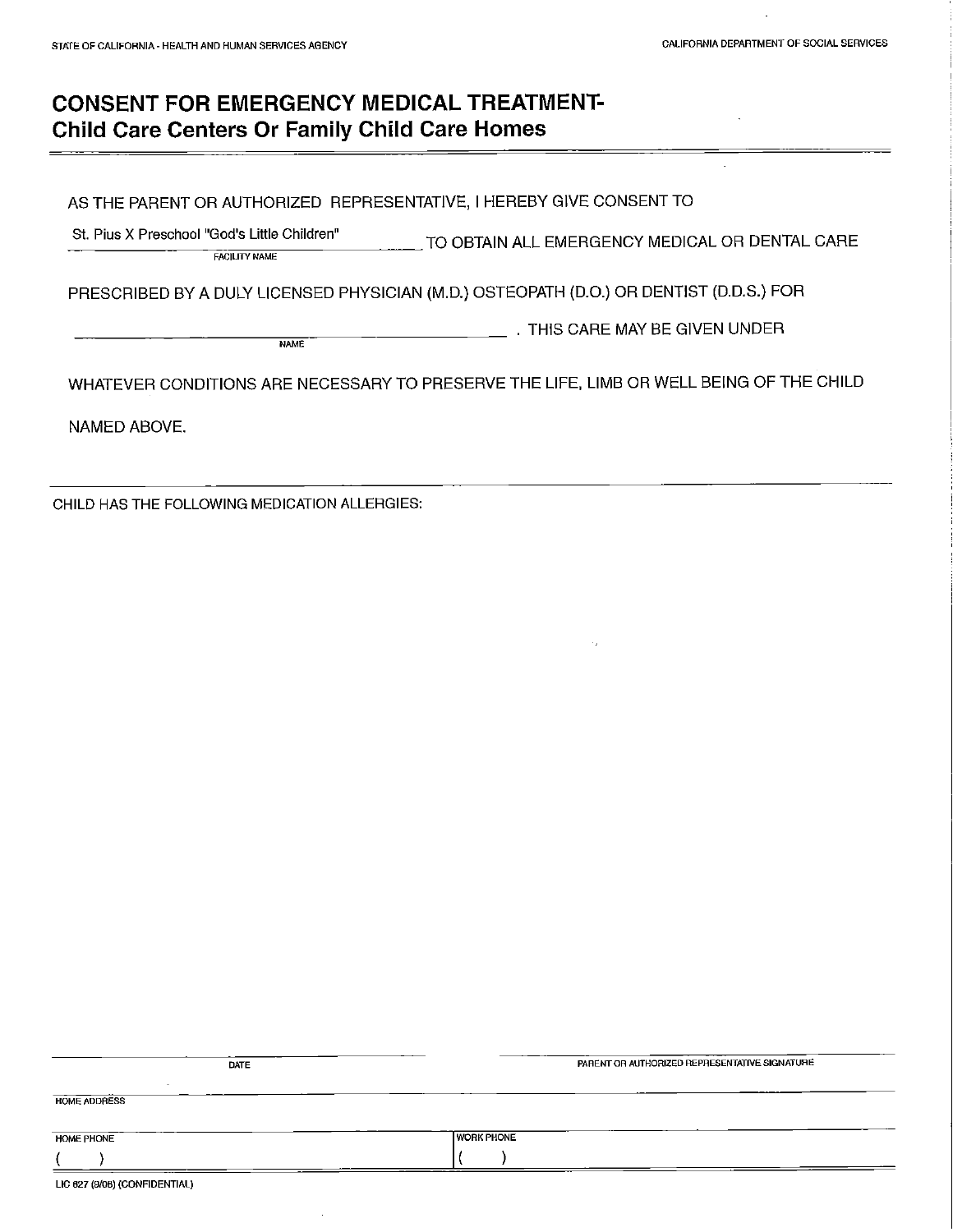STATE OF CALIFORNIA - HEALTH AND HUMAN SERVICES AGENCY

CALIFORNIA DEPARTMENT OF SOCIAL SERVICES

# CONSENT FOR EMERGENCY MEDICAL TREATMENT- Child Care Centers Or Family Child Care Homes

AS THE PARENT OR AUTHORIZED REPRESENTATIVE, I HEREBY GIVE CONSENT TO

St. Pius X Preschool "God's Little Children" ______ TO OBTAIN ALL EMERGENCY MEDICAL OR DENTAL CARE
FACILITY NAME

PRESCRIBED BY A DULY LICENSED PHYSICIAN (M.D.) OSTEOPATH (D.O.) OR DENTIST (D.D.S.) FOR

______________________________________________ . THIS CARE MAY BE GIVEN UNDER
NAME

WHATEVER CONDITIONS ARE NECESSARY TO PRESERVE THE LIFE, LIMB OR WELL BEING OF THE CHILD

NAMED ABOVE.

---

CHILD HAS THE FOLLOWING MEDICATION ALLERGIES:

| DATE | PARENT OR AUTHORIZED REPRESENTATIVE SIGNATURE |
|---|---|
| HOME ADDRESS | |
| HOME PHONE<br>( ) | WORK PHONE<br>( ) |

LIC 627 (9/08) (CONFIDENTIAL)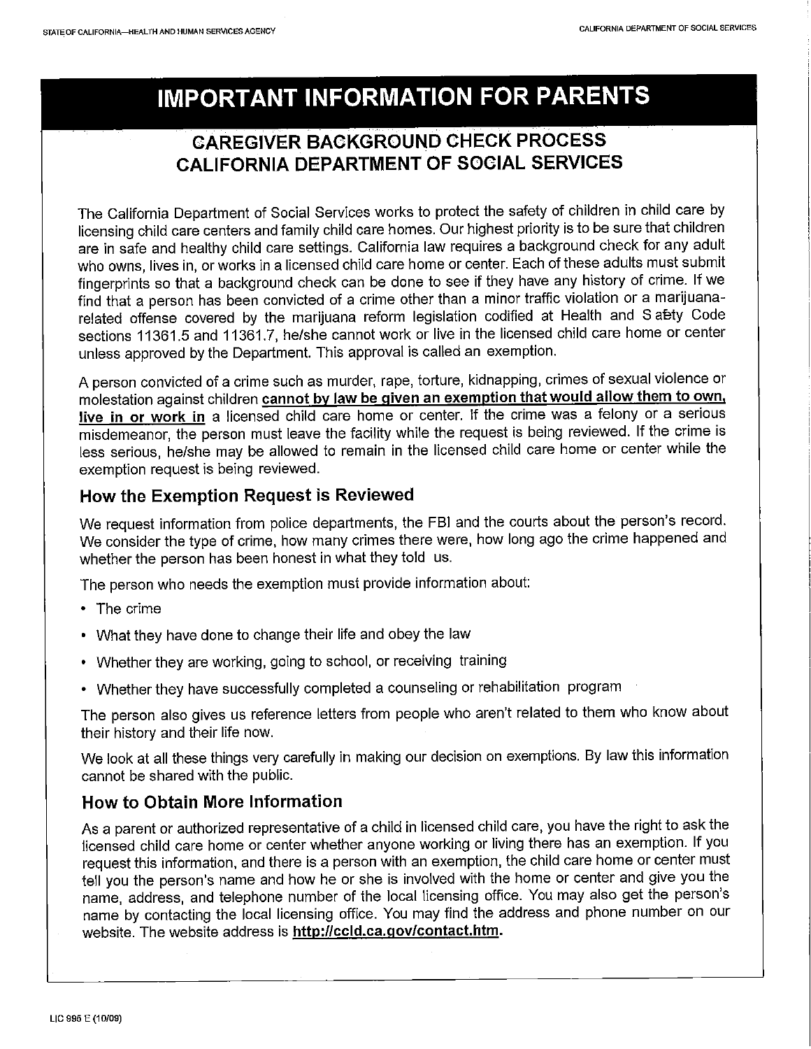# IMPORTANT INFORMATION FOR PARENTS

## CAREGIVER BACKGROUND CHECK PROCESS CALIFORNIA DEPARTMENT OF SOCIAL SERVICES

The California Department of Social Services works to protect the safety of children in child care by licensing child care centers and family child care homes. Our highest priority is to be sure that children are in safe and healthy child care settings. California law requires a background check for any adult who owns, lives in, or works in a licensed child care home or center. Each of these adults must submit fingerprints so that a background check can be done to see if they have any history of crime. If we find that a person has been convicted of a crime other than a minor traffic violation or a marijuana-related offense covered by the marijuana reform legislation codified at Health and Safety Code sections 11361.5 and 11361.7, he/she cannot work or live in the licensed child care home or center unless approved by the Department. This approval is called an exemption.

A person convicted of a crime such as murder, rape, torture, kidnapping, crimes of sexual violence or molestation against children **cannot by law be given an exemption that would allow them to own, live in or work in** a licensed child care home or center. If the crime was a felony or a serious misdemeanor, the person must leave the facility while the request is being reviewed. If the crime is less serious, he/she may be allowed to remain in the licensed child care home or center while the exemption request is being reviewed.

### How the Exemption Request is Reviewed

We request information from police departments, the FBI and the courts about the person's record. We consider the type of crime, how many crimes there were, how long ago the crime happened and whether the person has been honest in what they told us.

The person who needs the exemption must provide information about:

- The crime
- What they have done to change their life and obey the law
- Whether they are working, going to school, or receiving training
- Whether they have successfully completed a counseling or rehabilitation program

The person also gives us reference letters from people who aren't related to them who know about their history and their life now.

We look at all these things very carefully in making our decision on exemptions. By law this information cannot be shared with the public.

### How to Obtain More Information

As a parent or authorized representative of a child in licensed child care, you have the right to ask the licensed child care home or center whether anyone working or living there has an exemption. If you request this information, and there is a person with an exemption, the child care home or center must tell you the person's name and how he or she is involved with the home or center and give you the name, address, and telephone number of the local licensing office. You may also get the person's name by contacting the local licensing office. You may find the address and phone number on our website. The website address is **http://ccld.ca.gov/contact.htm**.

LIC 995 E (10/09)